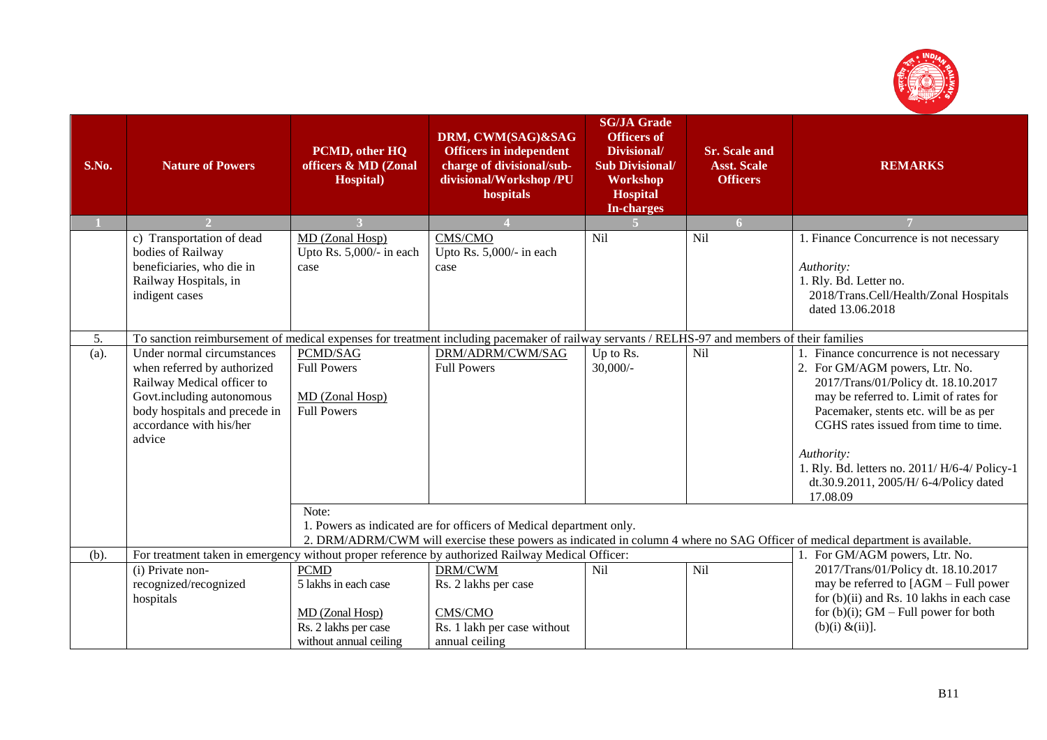| S.No. | Nature of Powers | PCMD, other HQ officers & MD (Zonal Hospital) | DRM, CWM(SAG)&SAG Officers in independent charge of divisional/sub-divisional/Workshop /PU hospitals | SG/JA Grade Officers of Divisional/ Sub Divisional/ Workshop Hospital In-charges | Sr. Scale and Asst. Scale Officers | REMARKS |
|---|---|---|---|---|---|---|
| 1 | 2 | 3 | 4 | 5 | 6 | 7 |
| | c) Transportation of dead bodies of Railway beneficiaries, who die in Railway Hospitals, in indigent cases | MD (Zonal Hosp) Upto Rs. 5,000/- in each case | CMS/CMO Upto Rs. 5,000/- in each case | Nil | Nil | 1. Finance Concurrence is not necessary<br><br>*Authority:*<br>1. Rly. Bd. Letter no. 2018/Trans.Cell/Health/Zonal Hospitals dated 13.06.2018 |
| 5. | To sanction reimbursement of medical expenses for treatment including pacemaker of railway servants / RELHS-97 and members of their families | | | | | |
| (a). | Under normal circumstances when referred by authorized Railway Medical officer to Govt.including autonomous body hospitals and precede in accordance with his/her advice | PCMD/SAG<br>Full Powers<br><br>MD (Zonal Hosp)<br>Full Powers | DRM/ADRM/CWM/SAG<br>Full Powers | Up to Rs. 30,000/- | Nil | 1. Finance concurrence is not necessary<br>2. For GM/AGM powers, Ltr. No. 2017/Trans/01/Policy dt. 18.10.2017 may be referred to. Limit of rates for Pacemaker, stents etc. will be as per CGHS rates issued from time to time.<br><br>*Authority:*<br>1. Rly. Bd. letters no. 2011/ H/6-4/ Policy-1 dt.30.9.2011, 2005/H/ 6-4/Policy dated 17.08.09 |
| | | Note:<br>1. Powers as indicated are for officers of Medical department only.<br>2. DRM/ADRM/CWM will exercise these powers as indicated in column 4 where no SAG Officer of medical department is available. | | | | |
| (b). | For treatment taken in emergency without proper reference by authorized Railway Medical Officer: | | | | | 1. For GM/AGM powers, Ltr. No. 2017/Trans/01/Policy dt. 18.10.2017 may be referred to [AGM – Full power for (b)(ii) and Rs. 10 lakhs in each case for (b)(i); GM – Full power for both (b)(i) &(ii)]. |
| | (i) Private non-recognized/recognized hospitals | PCMD<br>5 lakhs in each case<br><br>MD (Zonal Hosp)<br>Rs. 2 lakhs per case without annual ceiling | DRM/CWM<br>Rs. 2 lakhs per case<br><br>CMS/CMO<br>Rs. 1 lakh per case without annual ceiling | Nil | Nil | |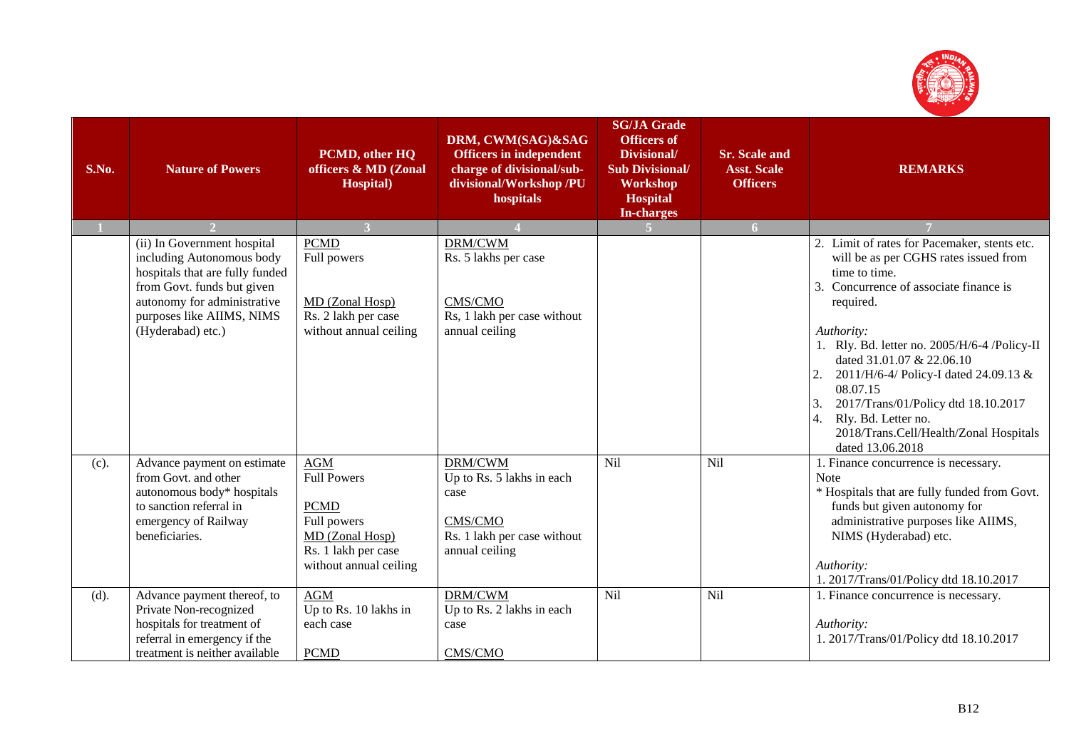| S.No. | Nature of Powers | PCMD, other HQ officers & MD (Zonal Hospital) | DRM, CWM(SAG)&SAG Officers in independent charge of divisional/sub-divisional/Workshop /PU hospitals | SG/JA Grade Officers of Divisional/ Sub Divisional/ Workshop Hospital In-charges | Sr. Scale and Asst. Scale Officers | REMARKS |
|---|---|---|---|---|---|---|
| 1 | 2 | 3 | 4 | 5 | 6 | 7 |
| | (ii) In Government hospital including Autonomous body hospitals that are fully funded from Govt. funds but given autonomy for administrative purposes like AIIMS, NIMS (Hyderabad) etc.) | PCMD<br>Full powers<br><br>MD (Zonal Hosp)<br>Rs. 2 lakh per case without annual ceiling | DRM/CWM<br>Rs. 5 lakhs per case<br><br>CMS/CMO<br>Rs, 1 lakh per case without annual ceiling | | | 2. Limit of rates for Pacemaker, stents etc. will be as per CGHS rates issued from time to time.<br>3. Concurrence of associate finance is required.<br><br>*Authority:*<br>1. Rly. Bd. letter no. 2005/H/6-4 /Policy-II dated 31.01.07 & 22.06.10<br>2. 2011/H/6-4/ Policy-I dated 24.09.13 & 08.07.15<br>3. 2017/Trans/01/Policy dtd 18.10.2017<br>4. Rly. Bd. Letter no. 2018/Trans.Cell/Health/Zonal Hospitals dated 13.06.2018 |
| (c). | Advance payment on estimate from Govt. and other autonomous body* hospitals to sanction referral in emergency of Railway beneficiaries. | AGM<br>Full Powers<br><br>PCMD<br>Full powers<br>MD (Zonal Hosp)<br>Rs. 1 lakh per case without annual ceiling | DRM/CWM<br>Up to Rs. 5 lakhs in each case<br><br>CMS/CMO<br>Rs. 1 lakh per case without annual ceiling | Nil | Nil | 1. Finance concurrence is necessary.<br>Note<br>* Hospitals that are fully funded from Govt. funds but given autonomy for administrative purposes like AIIMS, NIMS (Hyderabad) etc.<br><br>*Authority:*<br>1. 2017/Trans/01/Policy dtd 18.10.2017 |
| (d). | Advance payment thereof, to Private Non-recognized hospitals for treatment of referral in emergency if the treatment is neither available | AGM<br>Up to Rs. 10 lakhs in each case<br><br>PCMD | DRM/CWM<br>Up to Rs. 2 lakhs in each case<br><br>CMS/CMO | Nil | Nil | 1. Finance concurrence is necessary.<br><br>*Authority:*<br>1. 2017/Trans/01/Policy dtd 18.10.2017 |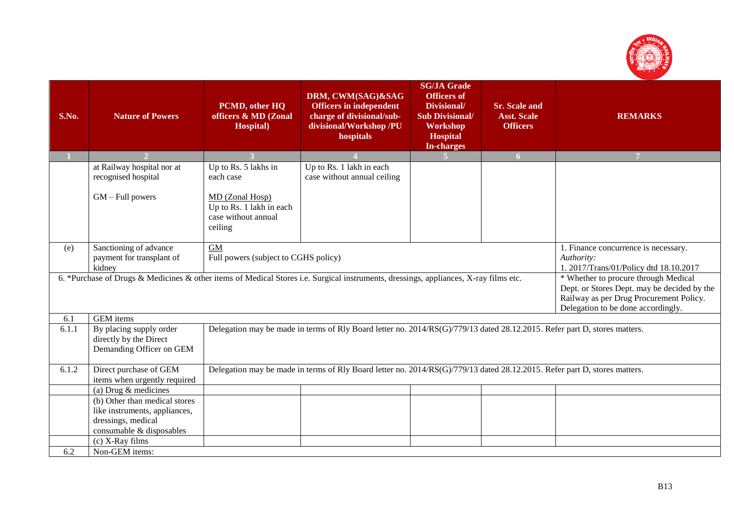| S.No. | Nature of Powers | PCMD, other HQ officers & MD (Zonal Hospital) | DRM, CWM(SAG)&SAG Officers in independent charge of divisional/sub-divisional/Workshop /PU hospitals | SG/JA Grade Officers of Divisional/ Sub Divisional/ Workshop Hospital In-charges | Sr. Scale and Asst. Scale Officers | REMARKS |
|---|---|---|---|---|---|---|
| 1 | 2 | 3 | 4 | 5 | 6 | 7 |
| | at Railway hospital nor at recognised hospital<br><br>GM – Full powers | Up to Rs. 5 lakhs in each case<br><br>MD (Zonal Hosp)<br>Up to Rs. 1 lakh in each case without annual ceiling | Up to Rs. 1 lakh in each case without annual ceiling | | | |
| (e) | Sanctioning of advance payment for transplant of kidney | GM<br>Full powers (subject to CGHS policy) | | | | 1. Finance concurrence is necessary.<br>*Authority:*<br>1. 2017/Trans/01/Policy dtd 18.10.2017 |
| 6. *Purchase of Drugs & Medicines & other items of Medical Stores i.e. Surgical instruments, dressings, appliances, X-ray films etc. | | | | | | * Whether to procure through Medical Dept. or Stores Dept. may be decided by the Railway as per Drug Procurement Policy. Delegation to be done accordingly. |
| 6.1 | GEM items | | | | | |
| 6.1.1 | By placing supply order directly by the Direct Demanding Officer on GEM | Delegation may be made in terms of Rly Board letter no. 2014/RS(G)/779/13 dated 28.12.2015. Refer part D, stores matters. | | | | |
| 6.1.2 | Direct purchase of GEM items when urgently required | Delegation may be made in terms of Rly Board letter no. 2014/RS(G)/779/13 dated 28.12.2015. Refer part D, stores matters. | | | | |
| | (a) Drug & medicines | | | | | |
| | (b) Other than medical stores like instruments, appliances, dressings, medical consumable & disposables | | | | | |
| | (c) X-Ray films | | | | | |
| 6.2 | Non-GEM items: | | | | | |